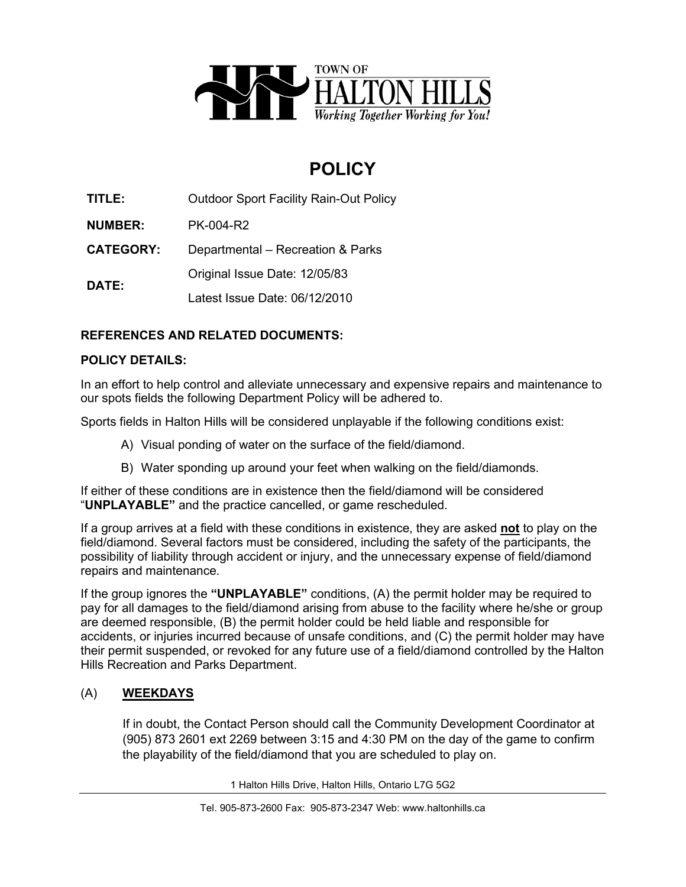TOWN OF
HALTON HILLS
*Working Together Working for You!*

# POLICY

| | |
|---|---|
| **TITLE:** | Outdoor Sport Facility Rain-Out Policy |
| **NUMBER:** | PK-004-R2 |
| **CATEGORY:** | Departmental – Recreation & Parks |
| **DATE:** | Original Issue Date: 12/05/83 |
| | Latest Issue Date: 06/12/2010 |

**REFERENCES AND RELATED DOCUMENTS:**

**POLICY DETAILS:**

In an effort to help control and alleviate unnecessary and expensive repairs and maintenance to our spots fields the following Department Policy will be adhered to.

Sports fields in Halton Hills will be considered unplayable if the following conditions exist:

A) Visual ponding of water on the surface of the field/diamond.

B) Water sponding up around your feet when walking on the field/diamonds.

If either of these conditions are in existence then the field/diamond will be considered "**UNPLAYABLE"** and the practice cancelled, or game rescheduled.

If a group arrives at a field with these conditions in existence, they are asked **not** to play on the field/diamond. Several factors must be considered, including the safety of the participants, the possibility of liability through accident or injury, and the unnecessary expense of field/diamond repairs and maintenance.

If the group ignores the **"UNPLAYABLE"** conditions, (A) the permit holder may be required to pay for all damages to the field/diamond arising from abuse to the facility where he/she or group are deemed responsible, (B) the permit holder could be held liable and responsible for accidents, or injuries incurred because of unsafe conditions, and (C) the permit holder may have their permit suspended, or revoked for any future use of a field/diamond controlled by the Halton Hills Recreation and Parks Department.

## (A) WEEKDAYS

If in doubt, the Contact Person should call the Community Development Coordinator at (905) 873 2601 ext 2269 between 3:15 and 4:30 PM on the day of the game to confirm the playability of the field/diamond that you are scheduled to play on.

1 Halton Hills Drive, Halton Hills, Ontario L7G 5G2

Tel. 905-873-2600 Fax: 905-873-2347 Web: www.haltonhills.ca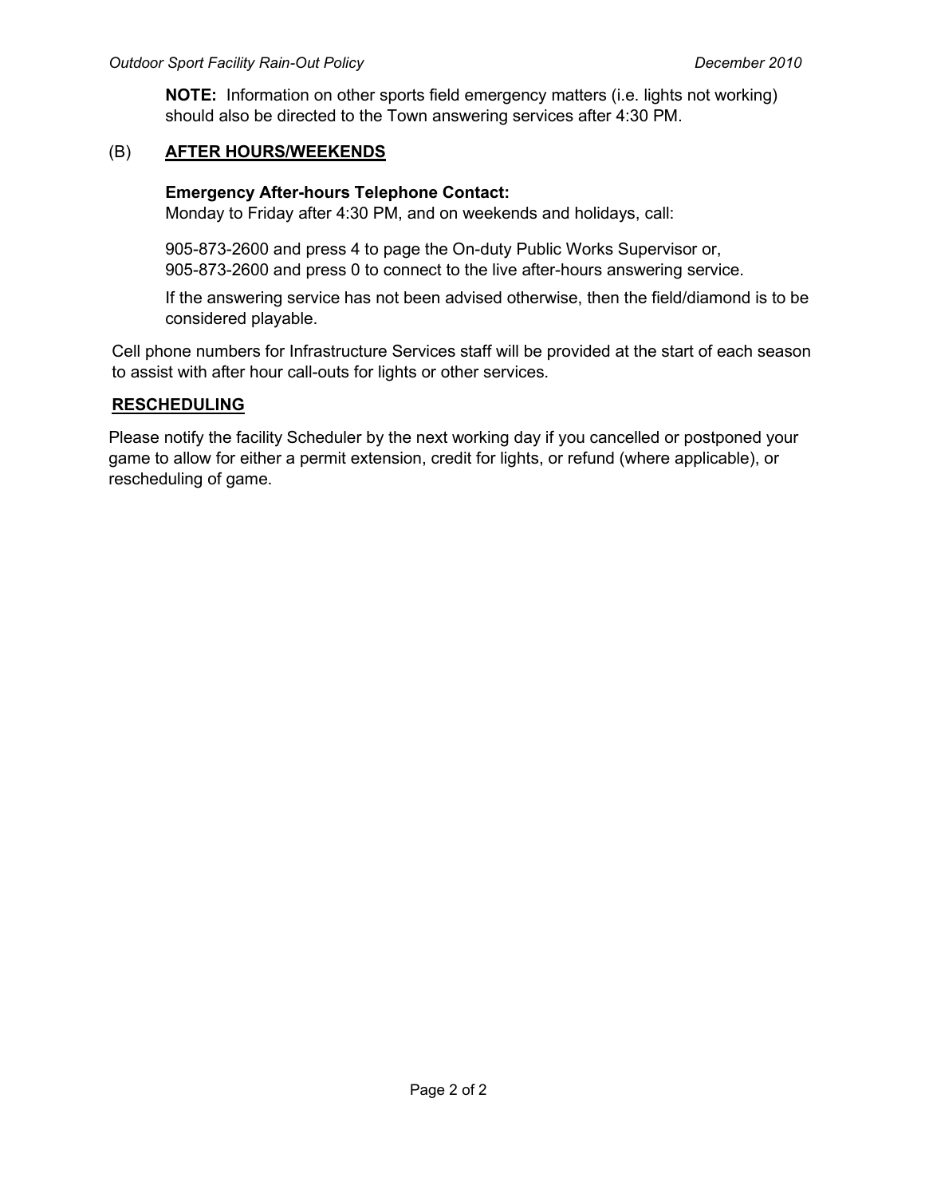**NOTE:** Information on other sports field emergency matters (i.e. lights not working) should also be directed to the Town answering services after 4:30 PM.

## (B) AFTER HOURS/WEEKENDS

**Emergency After-hours Telephone Contact:**
Monday to Friday after 4:30 PM, and on weekends and holidays, call:

905-873-2600 and press 4 to page the On-duty Public Works Supervisor or,
905-873-2600 and press 0 to connect to the live after-hours answering service.

If the answering service has not been advised otherwise, then the field/diamond is to be considered playable.

Cell phone numbers for Infrastructure Services staff will be provided at the start of each season to assist with after hour call-outs for lights or other services.

## RESCHEDULING

Please notify the facility Scheduler by the next working day if you cancelled or postponed your game to allow for either a permit extension, credit for lights, or refund (where applicable), or rescheduling of game.